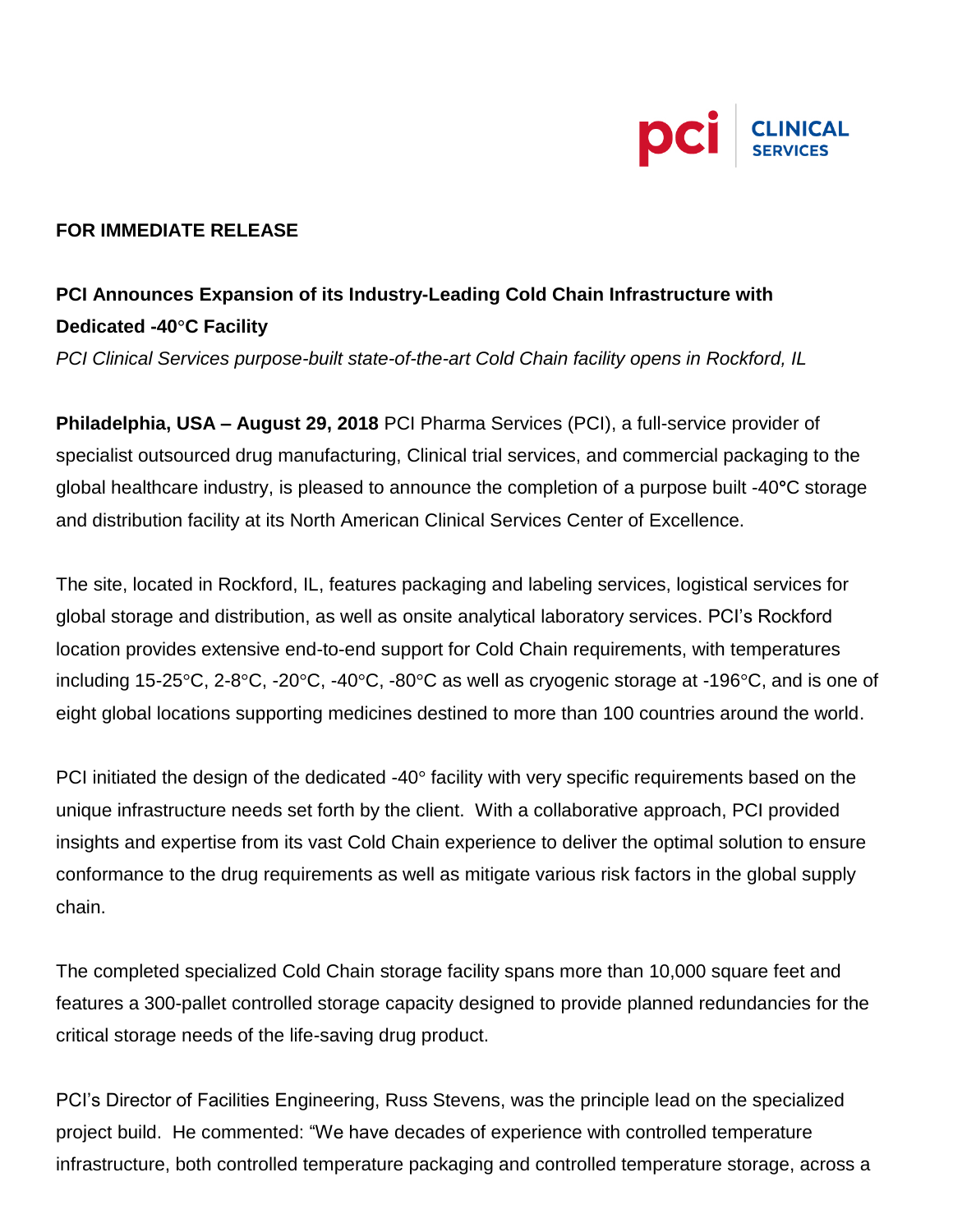**FOR IMMEDIATE RELEASE**

**PCI Announces Expansion of its Industry-Leading Cold Chain Infrastructure with Dedicated -40°C Facility**

*PCI Clinical Services purpose-built state-of-the-art Cold Chain facility opens in Rockford, IL*

**Philadelphia, USA – August 29, 2018** PCI Pharma Services (PCI), a full-service provider of specialist outsourced drug manufacturing, Clinical trial services, and commercial packaging to the global healthcare industry, is pleased to announce the completion of a purpose built -40°C storage and distribution facility at its North American Clinical Services Center of Excellence.

The site, located in Rockford, IL, features packaging and labeling services, logistical services for global storage and distribution, as well as onsite analytical laboratory services. PCI's Rockford location provides extensive end-to-end support for Cold Chain requirements, with temperatures including 15-25°C, 2-8°C, -20°C, -40°C, -80°C as well as cryogenic storage at -196°C, and is one of eight global locations supporting medicines destined to more than 100 countries around the world.

PCI initiated the design of the dedicated -40° facility with very specific requirements based on the unique infrastructure needs set forth by the client. With a collaborative approach, PCI provided insights and expertise from its vast Cold Chain experience to deliver the optimal solution to ensure conformance to the drug requirements as well as mitigate various risk factors in the global supply chain.

The completed specialized Cold Chain storage facility spans more than 10,000 square feet and features a 300-pallet controlled storage capacity designed to provide planned redundancies for the critical storage needs of the life-saving drug product.

PCI's Director of Facilities Engineering, Russ Stevens, was the principle lead on the specialized project build. He commented: "We have decades of experience with controlled temperature infrastructure, both controlled temperature packaging and controlled temperature storage, across a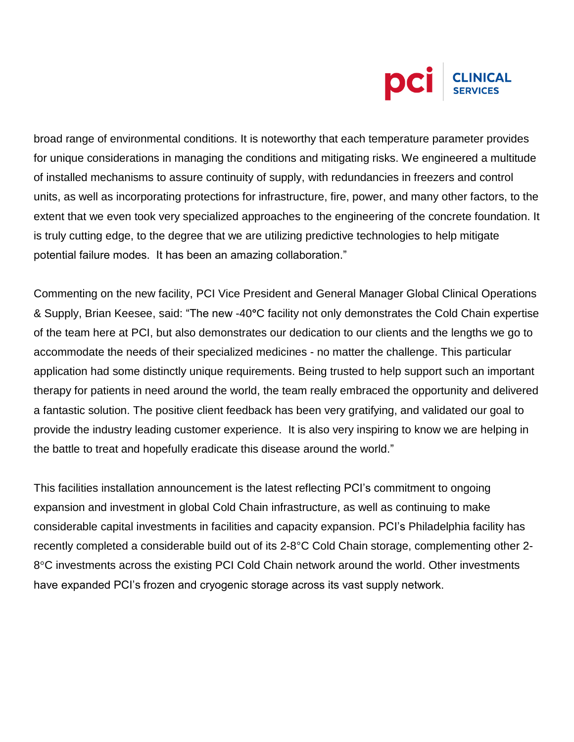broad range of environmental conditions. It is noteworthy that each temperature parameter provides for unique considerations in managing the conditions and mitigating risks. We engineered a multitude of installed mechanisms to assure continuity of supply, with redundancies in freezers and control units, as well as incorporating protections for infrastructure, fire, power, and many other factors, to the extent that we even took very specialized approaches to the engineering of the concrete foundation. It is truly cutting edge, to the degree that we are utilizing predictive technologies to help mitigate potential failure modes.  It has been an amazing collaboration."

Commenting on the new facility, PCI Vice President and General Manager Global Clinical Operations & Supply, Brian Keesee, said: "The new -40°C facility not only demonstrates the Cold Chain expertise of the team here at PCI, but also demonstrates our dedication to our clients and the lengths we go to accommodate the needs of their specialized medicines - no matter the challenge. This particular application had some distinctly unique requirements. Being trusted to help support such an important therapy for patients in need around the world, the team really embraced the opportunity and delivered a fantastic solution. The positive client feedback has been very gratifying, and validated our goal to provide the industry leading customer experience.  It is also very inspiring to know we are helping in the battle to treat and hopefully eradicate this disease around the world."

This facilities installation announcement is the latest reflecting PCI's commitment to ongoing expansion and investment in global Cold Chain infrastructure, as well as continuing to make considerable capital investments in facilities and capacity expansion. PCI's Philadelphia facility has recently completed a considerable build out of its 2-8°C Cold Chain storage, complementing other 2-8°C investments across the existing PCI Cold Chain network around the world. Other investments have expanded PCI's frozen and cryogenic storage across its vast supply network.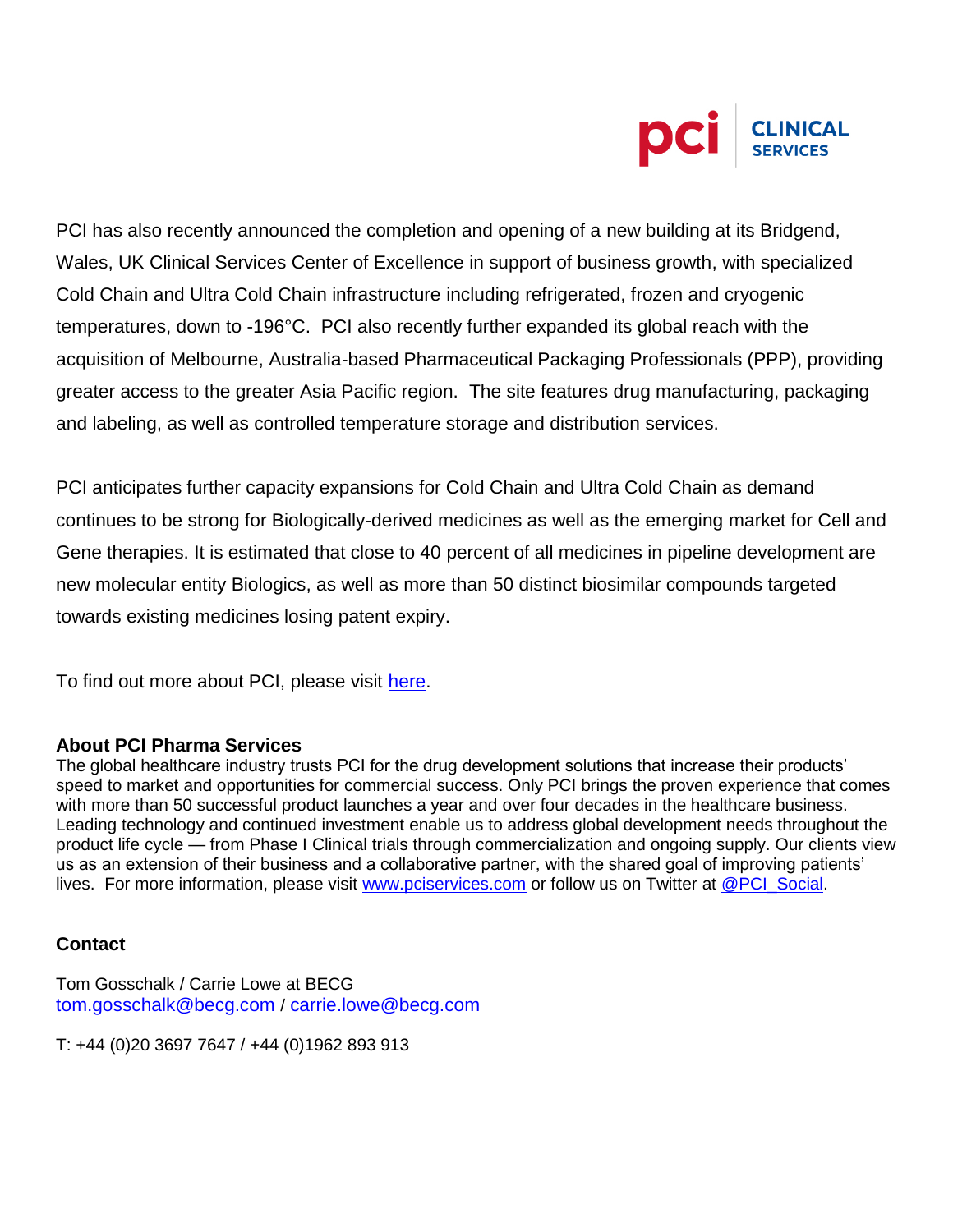PCI has also recently announced the completion and opening of a new building at its Bridgend, Wales, UK Clinical Services Center of Excellence in support of business growth, with specialized Cold Chain and Ultra Cold Chain infrastructure including refrigerated, frozen and cryogenic temperatures, down to -196°C. PCI also recently further expanded its global reach with the acquisition of Melbourne, Australia-based Pharmaceutical Packaging Professionals (PPP), providing greater access to the greater Asia Pacific region. The site features drug manufacturing, packaging and labeling, as well as controlled temperature storage and distribution services.

PCI anticipates further capacity expansions for Cold Chain and Ultra Cold Chain as demand continues to be strong for Biologically-derived medicines as well as the emerging market for Cell and Gene therapies. It is estimated that close to 40 percent of all medicines in pipeline development are new molecular entity Biologics, as well as more than 50 distinct biosimilar compounds targeted towards existing medicines losing patent expiry.

To find out more about PCI, please visit here.

**About PCI Pharma Services**

The global healthcare industry trusts PCI for the drug development solutions that increase their products' speed to market and opportunities for commercial success. Only PCI brings the proven experience that comes with more than 50 successful product launches a year and over four decades in the healthcare business. Leading technology and continued investment enable us to address global development needs throughout the product life cycle — from Phase I Clinical trials through commercialization and ongoing supply. Our clients view us as an extension of their business and a collaborative partner, with the shared goal of improving patients' lives. For more information, please visit www.pciservices.com or follow us on Twitter at @PCI_Social.

**Contact**

Tom Gosschalk / Carrie Lowe at BECG
tom.gosschalk@becg.com / carrie.lowe@becg.com

T: +44 (0)20 3697 7647 / +44 (0)1962 893 913